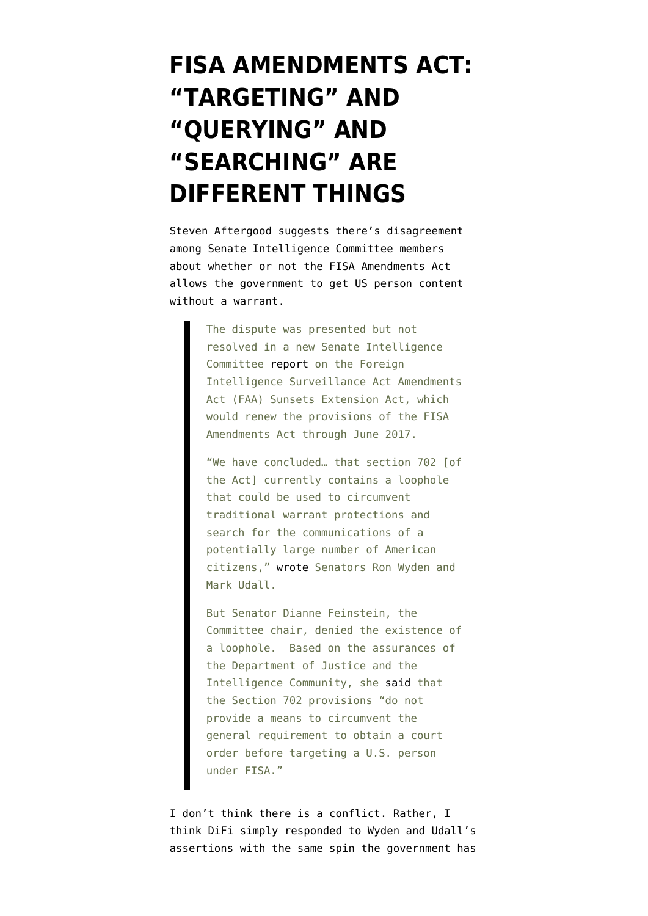# FISA AMENDMENTS ACT: "TARGETING" AND "QUERYING" AND "SEARCHING" ARE DIFFERENT THINGS

Steven Aftergood suggests there's disagreement among Senate Intelligence Committee members about whether or not the FISA Amendments Act allows the government to get US person content without a warrant.

> The dispute was presented but not resolved in a new Senate Intelligence Committee report on the Foreign Intelligence Surveillance Act Amendments Act (FAA) Sunsets Extension Act, which would renew the provisions of the FISA Amendments Act through June 2017.
>
> "We have concluded… that section 702 [of the Act] currently contains a loophole that could be used to circumvent traditional warrant protections and search for the communications of a potentially large number of American citizens," wrote Senators Ron Wyden and Mark Udall.
>
> But Senator Dianne Feinstein, the Committee chair, denied the existence of a loophole. Based on the assurances of the Department of Justice and the Intelligence Community, she said that the Section 702 provisions "do not provide a means to circumvent the general requirement to obtain a court order before targeting a U.S. person under FISA."

I don't think there is a conflict. Rather, I think DiFi simply responded to Wyden and Udall's assertions with the same spin the government has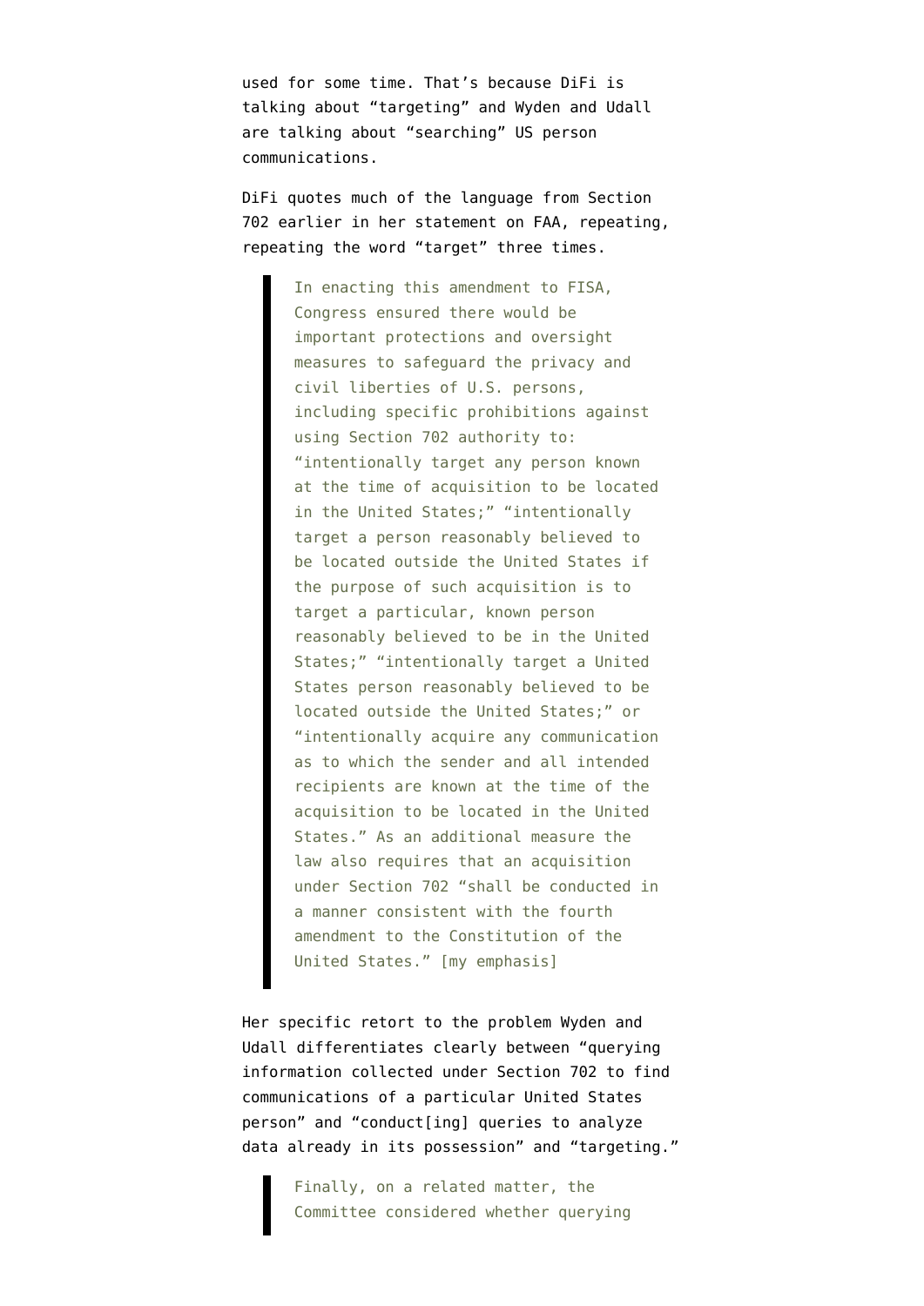used for some time. That's because DiFi is talking about "targeting" and Wyden and Udall are talking about "searching" US person communications.

DiFi quotes much of the language from Section 702 earlier in her statement on FAA, repeating, repeating the word "target" three times.

> In enacting this amendment to FISA, Congress ensured there would be important protections and oversight measures to safeguard the privacy and civil liberties of U.S. persons, including specific prohibitions against using Section 702 authority to: "intentionally target any person known at the time of acquisition to be located in the United States;" "intentionally target a person reasonably believed to be located outside the United States if the purpose of such acquisition is to target a particular, known person reasonably believed to be in the United States;" "intentionally target a United States person reasonably believed to be located outside the United States;" or "intentionally acquire any communication as to which the sender and all intended recipients are known at the time of the acquisition to be located in the United States." As an additional measure the law also requires that an acquisition under Section 702 "shall be conducted in a manner consistent with the fourth amendment to the Constitution of the United States." [my emphasis]

Her specific retort to the problem Wyden and Udall differentiates clearly between "querying information collected under Section 702 to find communications of a particular United States person" and "conduct[ing] queries to analyze data already in its possession" and "targeting."

> Finally, on a related matter, the Committee considered whether querying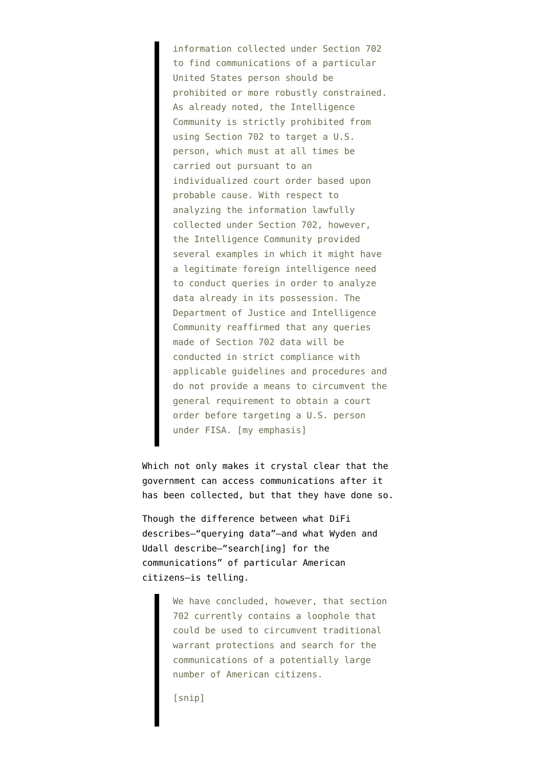> information collected under Section 702 to find communications of a particular United States person should be prohibited or more robustly constrained. As already noted, the Intelligence Community is strictly prohibited from using Section 702 to target a U.S. person, which must at all times be carried out pursuant to an individualized court order based upon probable cause. With respect to analyzing the information lawfully collected under Section 702, however, the Intelligence Community provided several examples in which it might have a legitimate foreign intelligence need to conduct queries in order to analyze data already in its possession. The Department of Justice and Intelligence Community reaffirmed that any queries made of Section 702 data will be conducted in strict compliance with applicable guidelines and procedures and do not provide a means to circumvent the general requirement to obtain a court order before targeting a U.S. person under FISA. [my emphasis]

Which not only makes it crystal clear that the government can access communications after it has been collected, but that they have done so.

Though the difference between what DiFi describes—"querying data"—and what Wyden and Udall describe—"search[ing] for the communications" of particular American citizens—is telling.

> We have concluded, however, that section 702 currently contains a loophole that could be used to circumvent traditional warrant protections and search for the communications of a potentially large number of American citizens.
>
> [snip]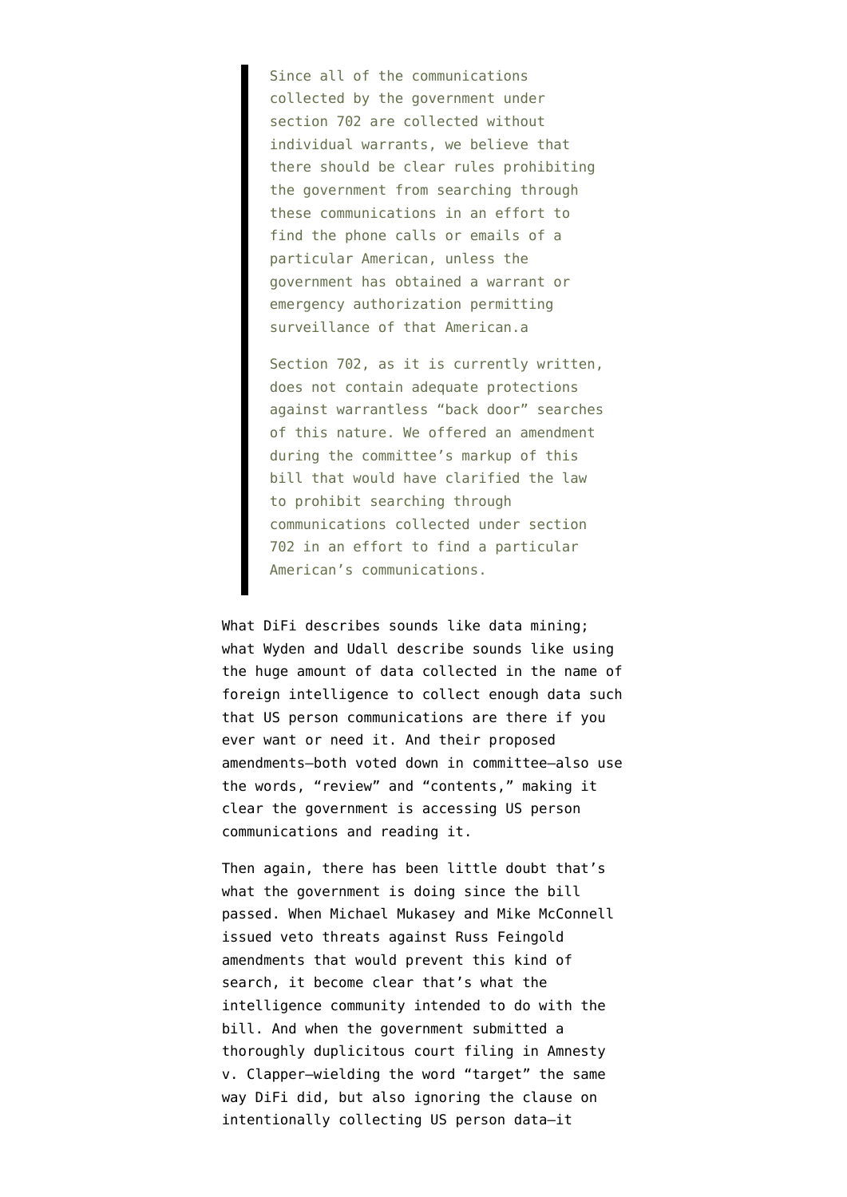> Since all of the communications collected by the government under section 702 are collected without individual warrants, we believe that there should be clear rules prohibiting the government from searching through these communications in an effort to find the phone calls or emails of a particular American, unless the government has obtained a warrant or emergency authorization permitting surveillance of that American.a
>
> Section 702, as it is currently written, does not contain adequate protections against warrantless "back door" searches of this nature. We offered an amendment during the committee's markup of this bill that would have clarified the law to prohibit searching through communications collected under section 702 in an effort to find a particular American's communications.

What DiFi describes sounds like data mining; what Wyden and Udall describe sounds like using the huge amount of data collected in the name of foreign intelligence to collect enough data such that US person communications are there if you ever want or need it. And their proposed amendments–both voted down in committee–also use the words, "review" and "contents," making it clear the government is accessing US person communications and reading it.

Then again, there has been little doubt that's what the government is doing since the bill passed. When Michael Mukasey and Mike McConnell issued veto threats against Russ Feingold amendments that would prevent this kind of search, it become clear that's what the intelligence community intended to do with the bill. And when the government submitted a thoroughly duplicitous court filing in Amnesty v. Clapper–wielding the word "target" the same way DiFi did, but also ignoring the clause on intentionally collecting US person data–it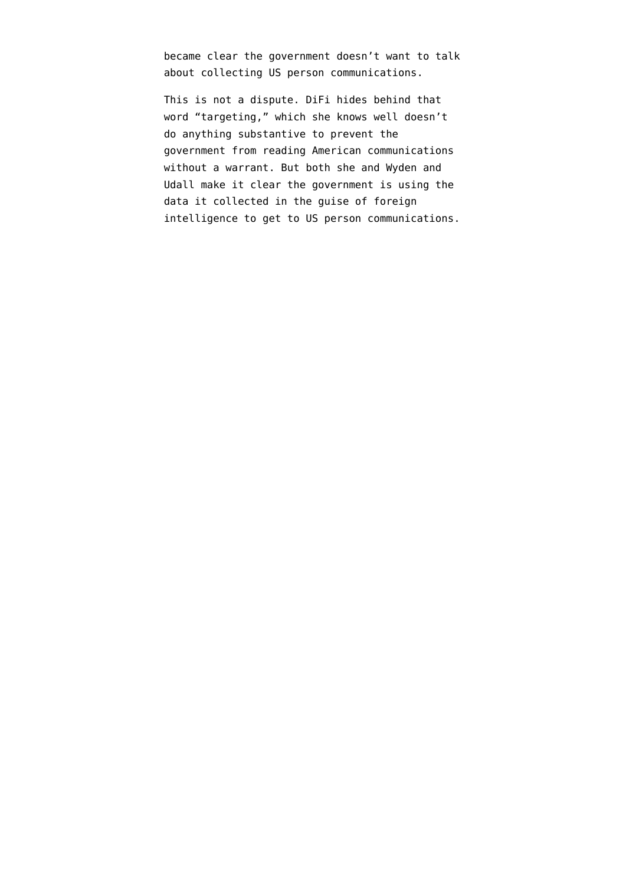became clear the government doesn’t want to talk about collecting US person communications.

This is not a dispute. DiFi hides behind that word “targeting,” which she knows well doesn’t do anything substantive to prevent the government from reading American communications without a warrant. But both she and Wyden and Udall make it clear the government is using the data it collected in the guise of foreign intelligence to get to US person communications.